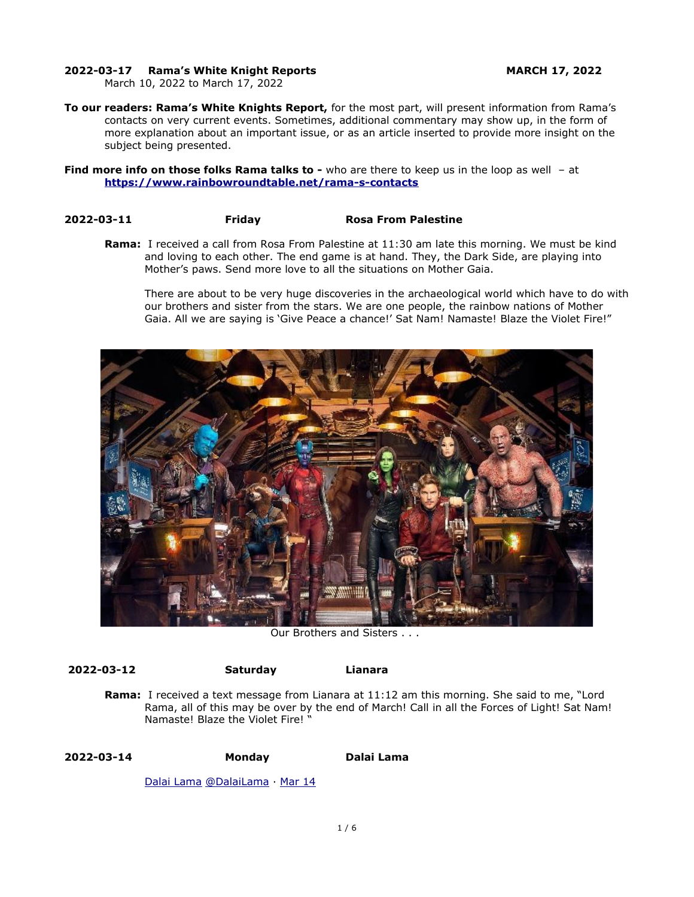**2022-03-17 Rama's White Knight Reports** **MARCH 17, 2022**
March 10, 2022 to March 17, 2022

**To our readers: Rama's White Knights Report,** for the most part, will present information from Rama's contacts on very current events. Sometimes, additional commentary may show up, in the form of more explanation about an important issue, or as an article inserted to provide more insight on the subject being presented.

**Find more info on those folks Rama talks to -** who are there to keep us in the loop as well – at **[https://www.rainbowroundtable.net/rama-s-contacts](https://www.rainbowroundtable.net/rama-s-contacts)**

**2022-03-11 Friday Rosa From Palestine**

**Rama:** I received a call from Rosa From Palestine at 11:30 am late this morning. We must be kind and loving to each other. The end game is at hand. They, the Dark Side, are playing into Mother's paws. Send more love to all the situations on Mother Gaia.

There are about to be very huge discoveries in the archaeological world which have to do with our brothers and sister from the stars. We are one people, the rainbow nations of Mother Gaia. All we are saying is 'Give Peace a chance!' Sat Nam! Namaste! Blaze the Violet Fire!"

Our Brothers and Sisters . . .

**2022-03-12 Saturday Lianara**

**Rama:** I received a text message from Lianara at 11:12 am this morning. She said to me, "Lord Rama, all of this may be over by the end of March! Call in all the Forces of Light! Sat Nam! Namaste! Blaze the Violet Fire! "

**2022-03-14 Monday Dalai Lama**

Dalai Lama @DalaiLama · Mar 14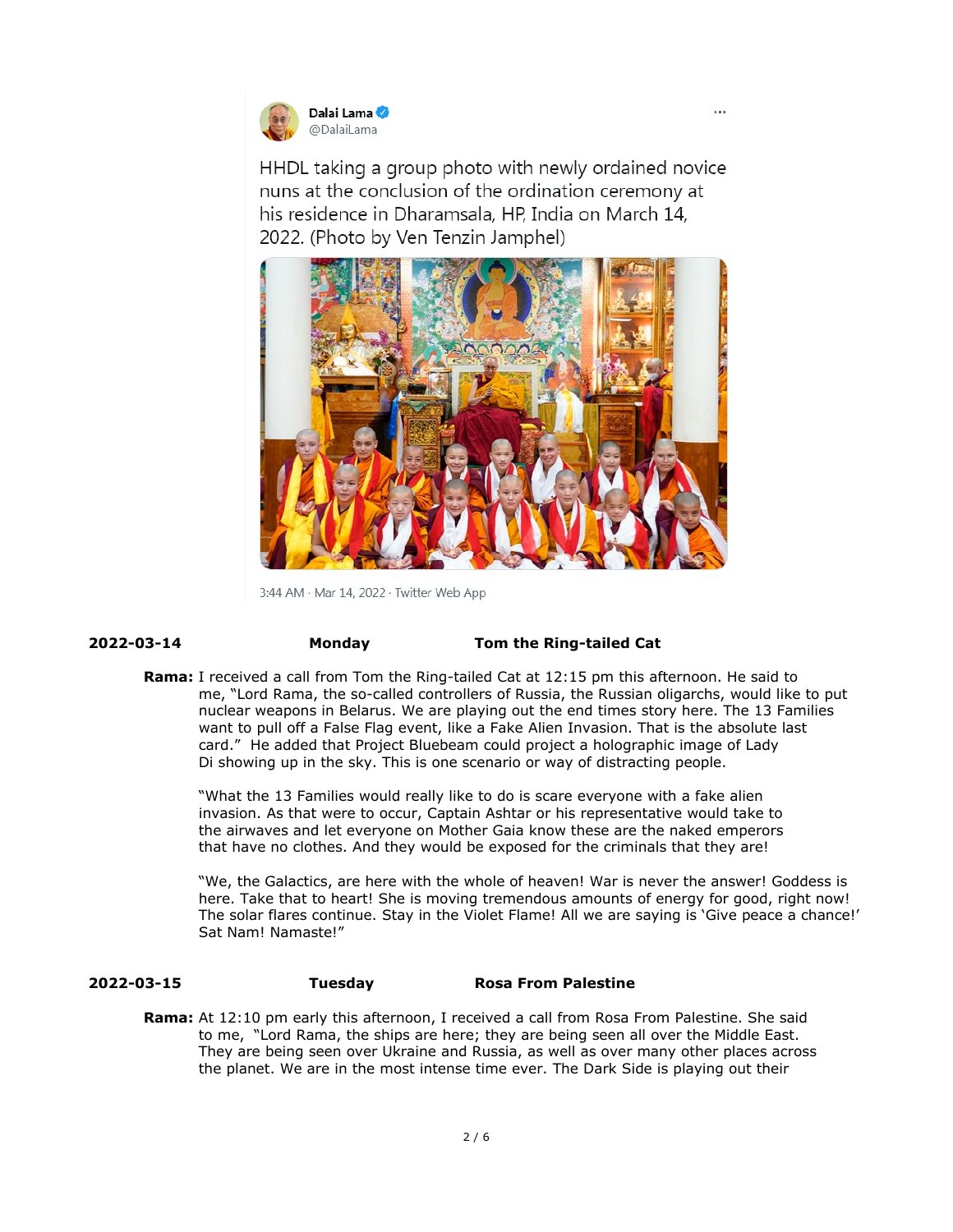**Dalai Lama** @DalaiLama

HHDL taking a group photo with newly ordained novice nuns at the conclusion of the ordination ceremony at his residence in Dharamsala, HP, India on March 14, 2022. (Photo by Ven Tenzin Jamphel)

3:44 AM · Mar 14, 2022 · Twitter Web App

**2022-03-14** **Monday** **Tom the Ring-tailed Cat**

**Rama:** I received a call from Tom the Ring-tailed Cat at 12:15 pm this afternoon. He said to me, "Lord Rama, the so-called controllers of Russia, the Russian oligarchs, would like to put nuclear weapons in Belarus. We are playing out the end times story here. The 13 Families want to pull off a False Flag event, like a Fake Alien Invasion. That is the absolute last card." He added that Project Bluebeam could project a holographic image of Lady Di showing up in the sky. This is one scenario or way of distracting people.

"What the 13 Families would really like to do is scare everyone with a fake alien invasion. As that were to occur, Captain Ashtar or his representative would take to the airwaves and let everyone on Mother Gaia know these are the naked emperors that have no clothes. And they would be exposed for the criminals that they are!

"We, the Galactics, are here with the whole of heaven! War is never the answer! Goddess is here. Take that to heart! She is moving tremendous amounts of energy for good, right now! The solar flares continue. Stay in the Violet Flame! All we are saying is 'Give peace a chance!' Sat Nam! Namaste!"

**2022-03-15** **Tuesday** **Rosa From Palestine**

**Rama:** At 12:10 pm early this afternoon, I received a call from Rosa From Palestine. She said to me, "Lord Rama, the ships are here; they are being seen all over the Middle East. They are being seen over Ukraine and Russia, as well as over many other places across the planet. We are in the most intense time ever. The Dark Side is playing out their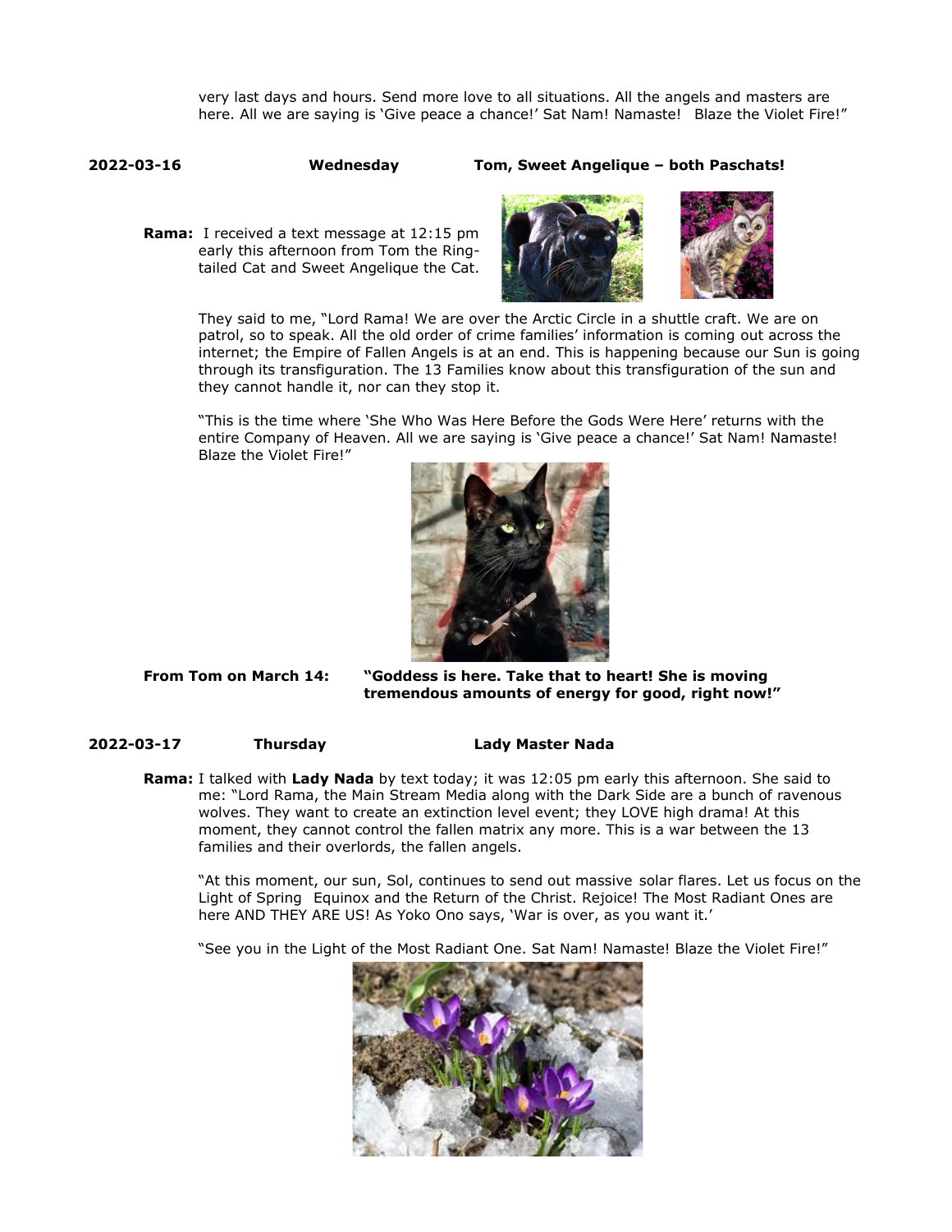very last days and hours. Send more love to all situations. All the angels and masters are here. All we are saying is 'Give peace a chance!' Sat Nam! Namaste! Blaze the Violet Fire!"

**2022-03-16 Wednesday Tom, Sweet Angelique – both Paschats!**

**Rama:** I received a text message at 12:15 pm early this afternoon from Tom the Ring-tailed Cat and Sweet Angelique the Cat.

They said to me, "Lord Rama! We are over the Arctic Circle in a shuttle craft. We are on patrol, so to speak. All the old order of crime families' information is coming out across the internet; the Empire of Fallen Angels is at an end. This is happening because our Sun is going through its transfiguration. The 13 Families know about this transfiguration of the sun and they cannot handle it, nor can they stop it.

"This is the time where 'She Who Was Here Before the Gods Were Here' returns with the entire Company of Heaven. All we are saying is 'Give peace a chance!' Sat Nam! Namaste! Blaze the Violet Fire!"

**From Tom on March 14:** **"Goddess is here. Take that to heart! She is moving tremendous amounts of energy for good, right now!"**

**2022-03-17 Thursday Lady Master Nada**

**Rama:** I talked with **Lady Nada** by text today; it was 12:05 pm early this afternoon. She said to me: "Lord Rama, the Main Stream Media along with the Dark Side are a bunch of ravenous wolves. They want to create an extinction level event; they LOVE high drama! At this moment, they cannot control the fallen matrix any more. This is a war between the 13 families and their overlords, the fallen angels.

"At this moment, our sun, Sol, continues to send out massive solar flares. Let us focus on the Light of Spring Equinox and the Return of the Christ. Rejoice! The Most Radiant Ones are here AND THEY ARE US! As Yoko Ono says, 'War is over, as you want it.'

"See you in the Light of the Most Radiant One. Sat Nam! Namaste! Blaze the Violet Fire!"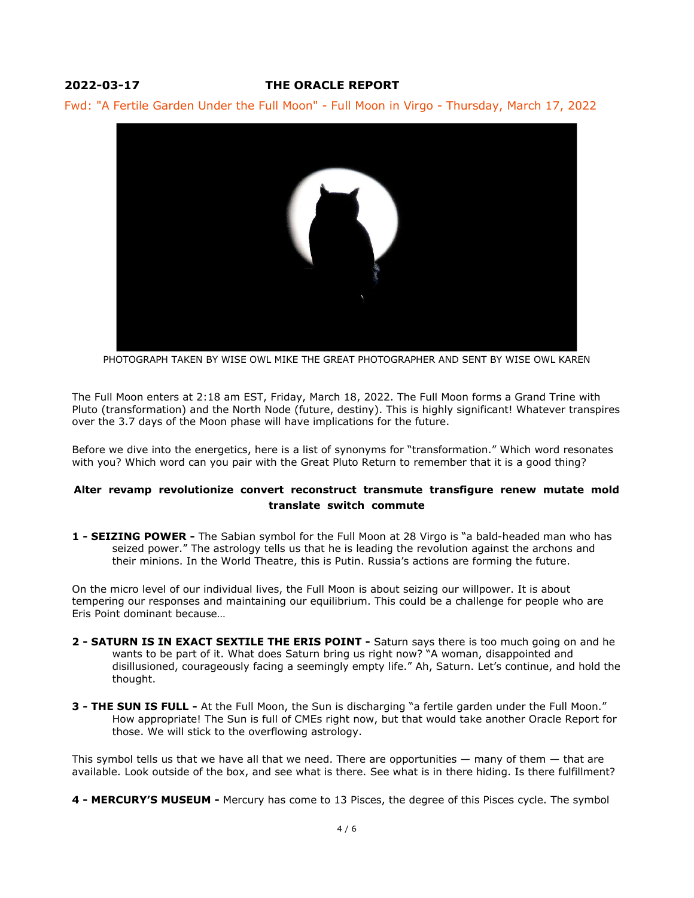**2022-03-17 THE ORACLE REPORT**

Fwd: "A Fertile Garden Under the Full Moon" - Full Moon in Virgo - Thursday, March 17, 2022

PHOTOGRAPH TAKEN BY WISE OWL MIKE THE GREAT PHOTOGRAPHER AND SENT BY WISE OWL KAREN

The Full Moon enters at 2:18 am EST, Friday, March 18, 2022. The Full Moon forms a Grand Trine with Pluto (transformation) and the North Node (future, destiny). This is highly significant! Whatever transpires over the 3.7 days of the Moon phase will have implications for the future.

Before we dive into the energetics, here is a list of synonyms for "transformation." Which word resonates with you? Which word can you pair with the Great Pluto Return to remember that it is a good thing?

**Alter revamp revolutionize convert reconstruct transmute transfigure renew mutate mold translate switch commute**

**1 - SEIZING POWER -** The Sabian symbol for the Full Moon at 28 Virgo is "a bald-headed man who has seized power." The astrology tells us that he is leading the revolution against the archons and their minions. In the World Theatre, this is Putin. Russia's actions are forming the future.

On the micro level of our individual lives, the Full Moon is about seizing our willpower. It is about tempering our responses and maintaining our equilibrium. This could be a challenge for people who are Eris Point dominant because…

**2 - SATURN IS IN EXACT SEXTILE THE ERIS POINT -** Saturn says there is too much going on and he wants to be part of it. What does Saturn bring us right now? "A woman, disappointed and disillusioned, courageously facing a seemingly empty life." Ah, Saturn. Let's continue, and hold the thought.

**3 - THE SUN IS FULL -** At the Full Moon, the Sun is discharging "a fertile garden under the Full Moon." How appropriate! The Sun is full of CMEs right now, but that would take another Oracle Report for those. We will stick to the overflowing astrology.

This symbol tells us that we have all that we need. There are opportunities — many of them — that are available. Look outside of the box, and see what is there. See what is in there hiding. Is there fulfillment?

**4 - MERCURY'S MUSEUM -** Mercury has come to 13 Pisces, the degree of this Pisces cycle. The symbol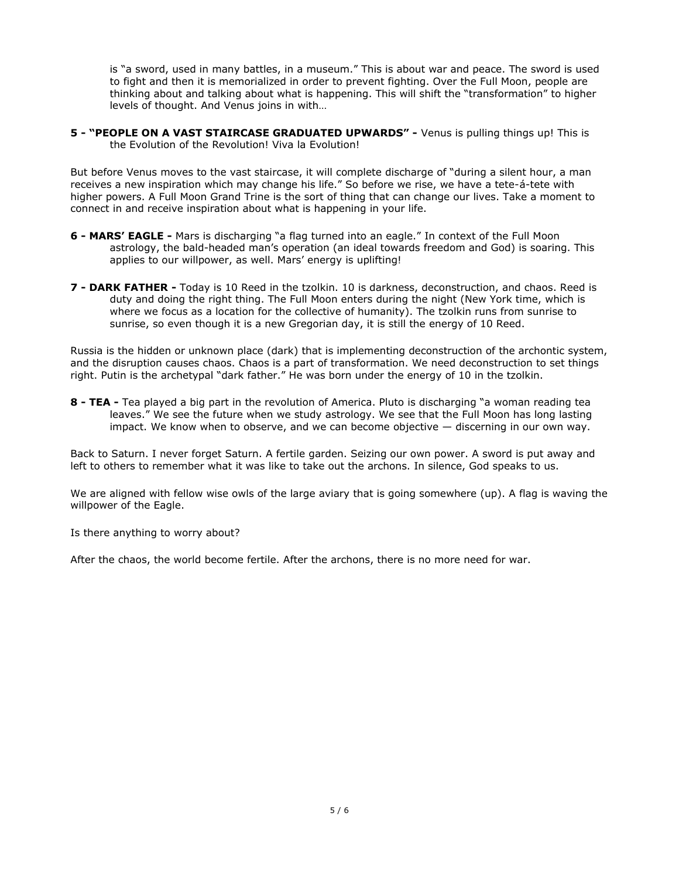is "a sword, used in many battles, in a museum." This is about war and peace. The sword is used to fight and then it is memorialized in order to prevent fighting. Over the Full Moon, people are thinking about and talking about what is happening. This will shift the "transformation" to higher levels of thought. And Venus joins in with…

**5 - "PEOPLE ON A VAST STAIRCASE GRADUATED UPWARDS" -** Venus is pulling things up! This is the Evolution of the Revolution! Viva la Evolution!

But before Venus moves to the vast staircase, it will complete discharge of "during a silent hour, a man receives a new inspiration which may change his life." So before we rise, we have a tete-á-tete with higher powers. A Full Moon Grand Trine is the sort of thing that can change our lives. Take a moment to connect in and receive inspiration about what is happening in your life.

**6 - MARS' EAGLE -** Mars is discharging "a flag turned into an eagle." In context of the Full Moon astrology, the bald-headed man's operation (an ideal towards freedom and God) is soaring. This applies to our willpower, as well. Mars' energy is uplifting!

**7 - DARK FATHER -** Today is 10 Reed in the tzolkin. 10 is darkness, deconstruction, and chaos. Reed is duty and doing the right thing. The Full Moon enters during the night (New York time, which is where we focus as a location for the collective of humanity). The tzolkin runs from sunrise to sunrise, so even though it is a new Gregorian day, it is still the energy of 10 Reed.

Russia is the hidden or unknown place (dark) that is implementing deconstruction of the archontic system, and the disruption causes chaos. Chaos is a part of transformation. We need deconstruction to set things right. Putin is the archetypal "dark father." He was born under the energy of 10 in the tzolkin.

**8 - TEA -** Tea played a big part in the revolution of America. Pluto is discharging "a woman reading tea leaves." We see the future when we study astrology. We see that the Full Moon has long lasting impact. We know when to observe, and we can become objective — discerning in our own way.

Back to Saturn. I never forget Saturn. A fertile garden. Seizing our own power. A sword is put away and left to others to remember what it was like to take out the archons. In silence, God speaks to us.

We are aligned with fellow wise owls of the large aviary that is going somewhere (up). A flag is waving the willpower of the Eagle.

Is there anything to worry about?

After the chaos, the world become fertile. After the archons, there is no more need for war.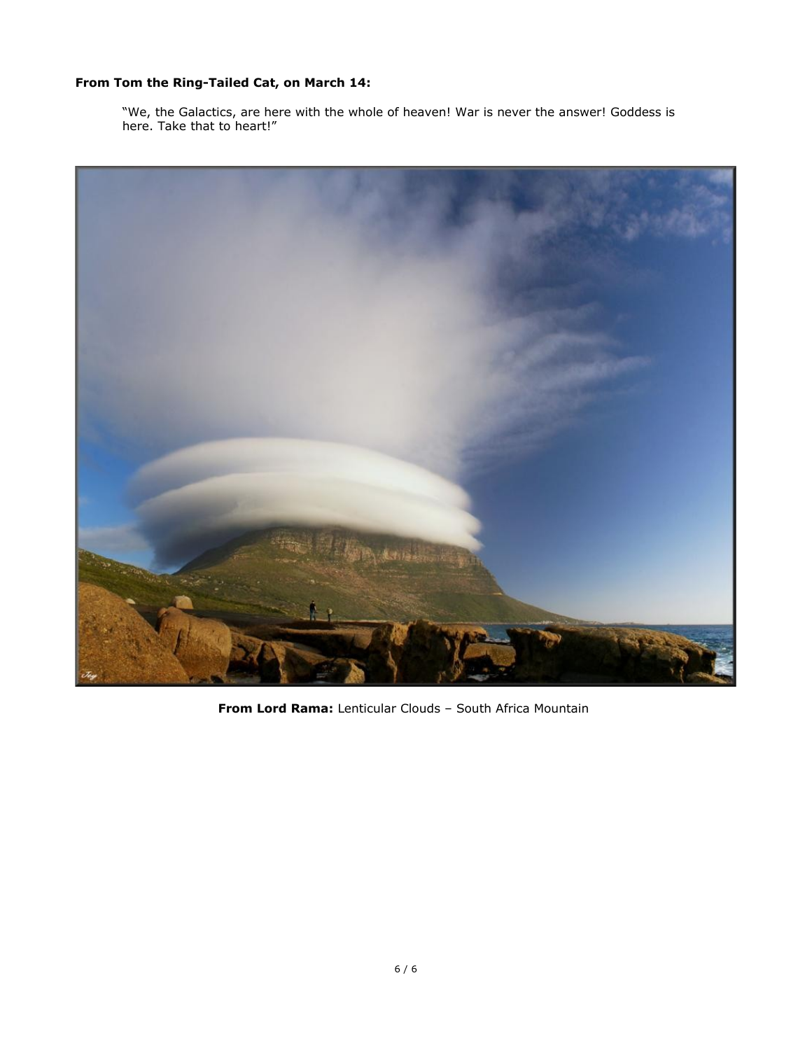**From Tom the Ring-Tailed Cat, on March 14:**

"We, the Galactics, are here with the whole of heaven! War is never the answer! Goddess is here. Take that to heart!"

**From Lord Rama:** Lenticular Clouds – South Africa Mountain